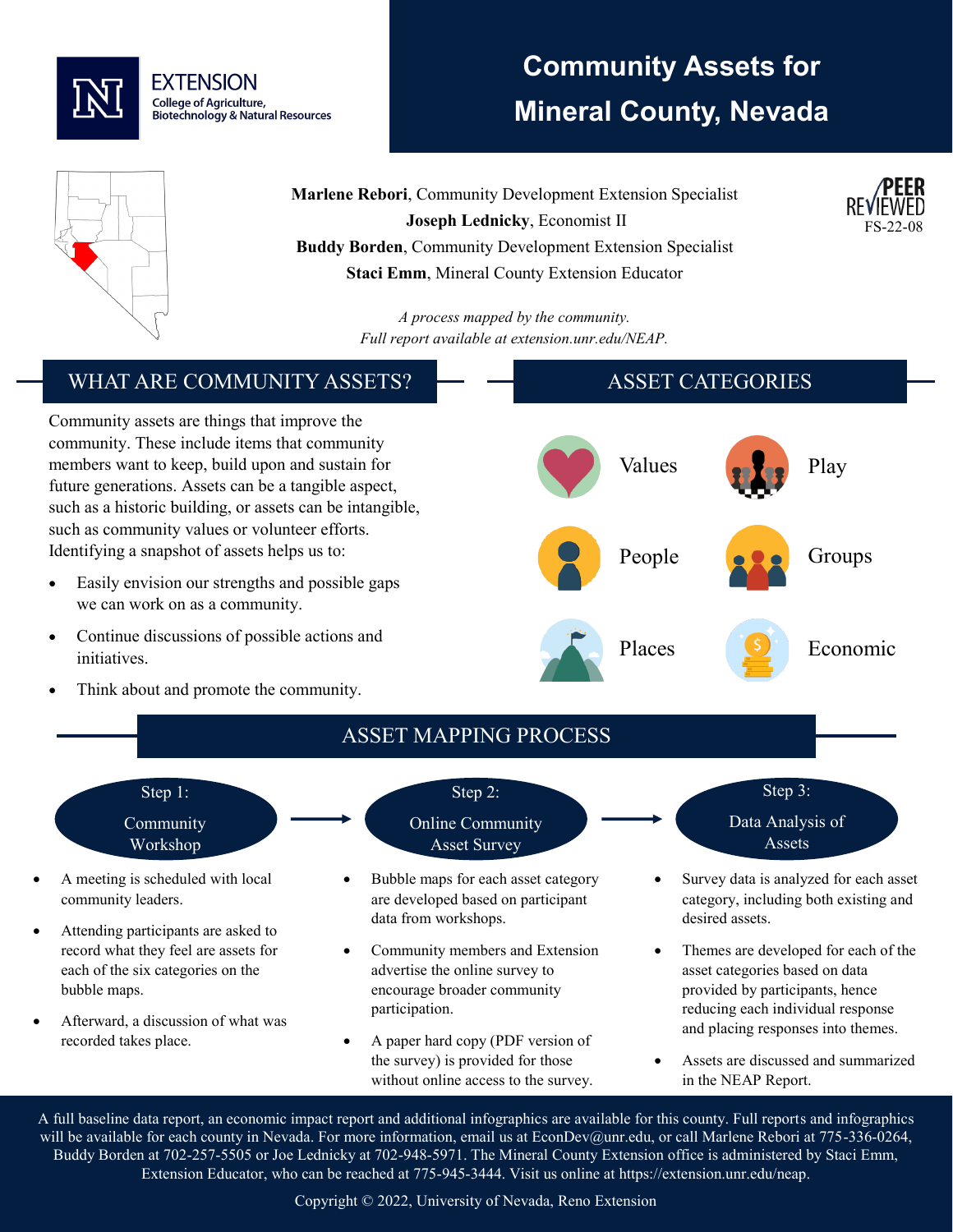EXTENSION
College of Agriculture, Biotechnology & Natural Resources

# Community Assets for Mineral County, Nevada

**Marlene Rebori**, Community Development Extension Specialist
**Joseph Lednicky**, Economist II
**Buddy Borden**, Community Development Extension Specialist
**Staci Emm**, Mineral County Extension Educator

PEER REVIEWED
FS-22-08

*A process mapped by the community.*
*Full report available at extension.unr.edu/NEAP.*

## WHAT ARE COMMUNITY ASSETS?

Community assets are things that improve the community. These include items that community members want to keep, build upon and sustain for future generations. Assets can be a tangible aspect, such as a historic building, or assets can be intangible, such as community values or volunteer efforts. Identifying a snapshot of assets helps us to:

- Easily envision our strengths and possible gaps we can work on as a community.
- Continue discussions of possible actions and initiatives.
- Think about and promote the community.

## ASSET CATEGORIES

- Values
- Play
- People
- Groups
- Places
- Economic

## ASSET MAPPING PROCESS

### Step 1: Community Workshop

- A meeting is scheduled with local community leaders.
- Attending participants are asked to record what they feel are assets for each of the six categories on the bubble maps.
- Afterward, a discussion of what was recorded takes place.

### Step 2: Online Community Asset Survey

- Bubble maps for each asset category are developed based on participant data from workshops.
- Community members and Extension advertise the online survey to encourage broader community participation.
- A paper hard copy (PDF version of the survey) is provided for those without online access to the survey.

### Step 3: Data Analysis of Assets

- Survey data is analyzed for each asset category, including both existing and desired assets.
- Themes are developed for each of the asset categories based on data provided by participants, hence reducing each individual response and placing responses into themes.
- Assets are discussed and summarized in the NEAP Report.

A full baseline data report, an economic impact report and additional infographics are available for this county. Full reports and infographics will be available for each county in Nevada. For more information, email us at EconDev@unr.edu, or call Marlene Rebori at 775-336-0264, Buddy Borden at 702-257-5505 or Joe Lednicky at 702-948-5971. The Mineral County Extension office is administered by Staci Emm, Extension Educator, who can be reached at 775-945-3444. Visit us online at https://extension.unr.edu/neap.

Copyright © 2022, University of Nevada, Reno Extension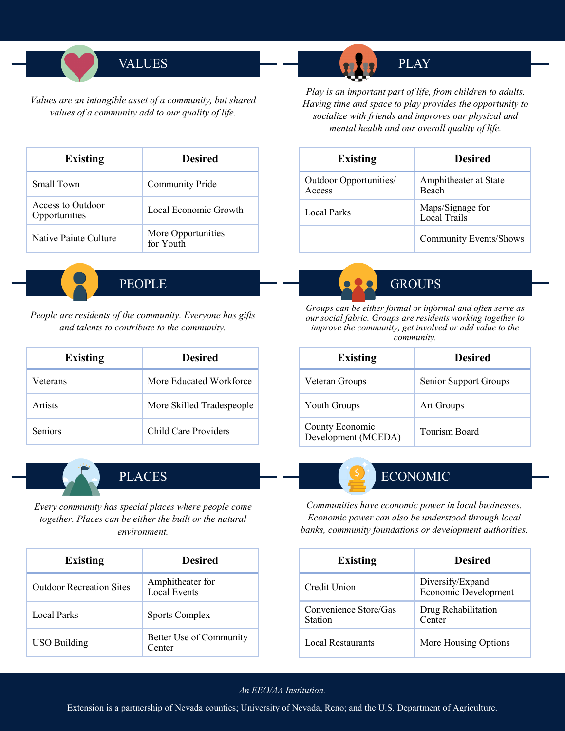## VALUES

*Values are an intangible asset of a community, but shared values of a community add to our quality of life.*

| Existing | Desired |
| --- | --- |
| Small Town | Community Pride |
| Access to Outdoor Opportunities | Local Economic Growth |
| Native Paiute Culture | More Opportunities for Youth |

## PLAY

*Play is an important part of life, from children to adults. Having time and space to play provides the opportunity to socialize with friends and improves our physical and mental health and our overall quality of life.*

| Existing | Desired |
| --- | --- |
| Outdoor Opportunities/ Access | Amphitheater at State Beach |
| Local Parks | Maps/Signage for Local Trails |
| | Community Events/Shows |

## PEOPLE

*People are residents of the community. Everyone has gifts and talents to contribute to the community.*

| Existing | Desired |
| --- | --- |
| Veterans | More Educated Workforce |
| Artists | More Skilled Tradespeople |
| Seniors | Child Care Providers |

## GROUPS

*Groups can be either formal or informal and often serve as our social fabric. Groups are residents working together to improve the community, get involved or add value to the community.*

| Existing | Desired |
| --- | --- |
| Veteran Groups | Senior Support Groups |
| Youth Groups | Art Groups |
| County Economic Development (MCEDA) | Tourism Board |

## PLACES

*Every community has special places where people come together. Places can be either the built or the natural environment.*

| Existing | Desired |
| --- | --- |
| Outdoor Recreation Sites | Amphitheater for Local Events |
| Local Parks | Sports Complex |
| USO Building | Better Use of Community Center |

## ECONOMIC

*Communities have economic power in local businesses. Economic power can also be understood through local banks, community foundations or development authorities.*

| Existing | Desired |
| --- | --- |
| Credit Union | Diversify/Expand Economic Development |
| Convenience Store/Gas Station | Drug Rehabilitation Center |
| Local Restaurants | More Housing Options |

*An EEO/AA Institution.*

Extension is a partnership of Nevada counties; University of Nevada, Reno; and the U.S. Department of Agriculture.